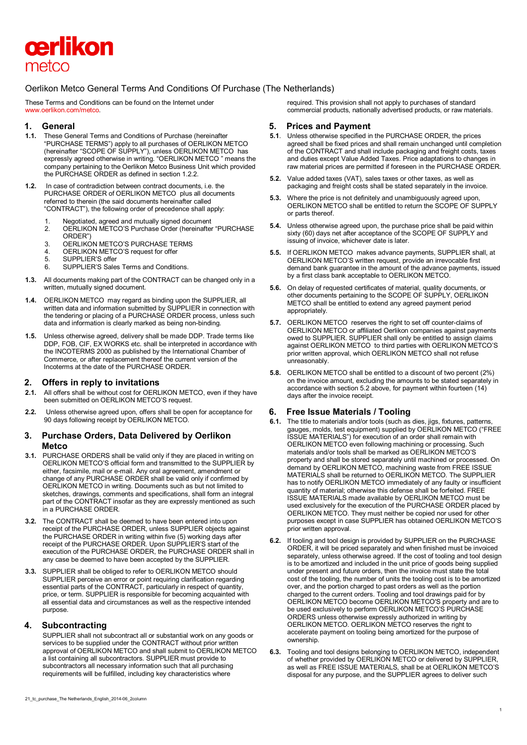oerlikon
metco

# Oerlikon Metco General Terms And Conditions Of Purchase (The Netherlands)

These Terms and Conditions can be found on the Internet under www.oerlikon.com/metco.

## 1. General

**1.1.** These General Terms and Conditions of Purchase (hereinafter "PURCHASE TERMS") apply to all purchases of OERLIKON METCO (hereinafter "SCOPE OF SUPPLY"), unless OERLIKON METCO has expressly agreed otherwise in writing. "OERLIKON METCO " means the company pertaining to the Oerlikon Metco Business Unit which provided the PURCHASE ORDER as defined in section 1.2.2.

**1.2.** In case of contradiction between contract documents, i.e. the PURCHASE ORDER of OERLIKON METCO plus all documents referred to therein (the said documents hereinafter called "CONTRACT"), the following order of precedence shall apply:

1. Negotiated, agreed and mutually signed document
2. OERLIKON METCO'S Purchase Order (hereinafter "PURCHASE ORDER")
3. OERLIKON METCO'S PURCHASE TERMS
4. OERLIKON METCO'S request for offer
5. SUPPLIER'S offer
6. SUPPLIER'S Sales Terms and Conditions.

**1.3.** All documents making part of the CONTRACT can be changed only in a written, mutually signed document.

**1.4.** OERLIKON METCO may regard as binding upon the SUPPLIER, all written data and information submitted by SUPPLIER in connection with the tendering or placing of a PURCHASE ORDER process, unless such data and information is clearly marked as being non-binding.

**1.5.** Unless otherwise agreed, delivery shall be made DDP. Trade terms like DDP, FOB, CIF, EX WORKS etc. shall be interpreted in accordance with the INCOTERMS 2000 as published by the International Chamber of Commerce, or after replacement thereof the current version of the Incoterms at the date of the PURCHASE ORDER.

## 2. Offers in reply to invitations

**2.1.** All offers shall be without cost for OERLIKON METCO, even if they have been submitted on OERLIKON METCO'S request.

**2.2.** Unless otherwise agreed upon, offers shall be open for acceptance for 90 days following receipt by OERLIKON METCO.

## 3. Purchase Orders, Data Delivered by Oerlikon Metco

**3.1.** PURCHASE ORDERS shall be valid only if they are placed in writing on OERLIKON METCO'S official form and transmitted to the SUPPLIER by either, facsimile, mail or e-mail. Any oral agreement, amendment or change of any PURCHASE ORDER shall be valid only if confirmed by OERLIKON METCO in writing. Documents such as but not limited to sketches, drawings, comments and specifications, shall form an integral part of the CONTRACT insofar as they are expressly mentioned as such in a PURCHASE ORDER.

**3.2.** The CONTRACT shall be deemed to have been entered into upon receipt of the PURCHASE ORDER, unless SUPPLIER objects against the PURCHASE ORDER in writing within five (5) working days after receipt of the PURCHASE ORDER. Upon SUPPLIER'S start of the execution of the PURCHASE ORDER, the PURCHASE ORDER shall in any case be deemed to have been accepted by the SUPPLIER.

**3.3.** SUPPLIER shall be obliged to refer to OERLIKON METCO should SUPPLIER perceive an error or point requiring clarification regarding essential parts of the CONTRACT, particularly in respect of quantity, price, or term. SUPPLIER is responsible for becoming acquainted with all essential data and circumstances as well as the respective intended purpose.

## 4. Subcontracting

SUPPLIER shall not subcontract all or substantial work on any goods or services to be supplied under the CONTRACT without prior written approval of OERLIKON METCO and shall submit to OERLIKON METCO a list containing all subcontractors. SUPPLIER must provide to subcontractors all necessary information such that all purchasing requirements will be fulfilled, including key characteristics where required. This provision shall not apply to purchases of standard commercial products, nationally advertised products, or raw materials.

## 5. Prices and Payment

**5.1.** Unless otherwise specified in the PURCHASE ORDER, the prices agreed shall be fixed prices and shall remain unchanged until completion of the CONTRACT and shall include packaging and freight costs, taxes and duties except Value Added Taxes. Price adaptations to changes in raw material prices are permitted if foreseen in the PURCHASE ORDER.

**5.2.** Value added taxes (VAT), sales taxes or other taxes, as well as packaging and freight costs shall be stated separately in the invoice.

**5.3.** Where the price is not definitely and unambiguously agreed upon, OERLIKON METCO shall be entitled to return the SCOPE OF SUPPLY or parts thereof.

**5.4.** Unless otherwise agreed upon, the purchase price shall be paid within sixty (60) days net after acceptance of the SCOPE OF SUPPLY and issuing of invoice, whichever date is later.

**5.5.** If OERLIKON METCO makes advance payments, SUPPLIER shall, at OERLIKON METCO'S written request, provide an irrevocable first demand bank guarantee in the amount of the advance payments, issued by a first class bank acceptable to OERLIKON METCO.

**5.6.** On delay of requested certificates of material, quality documents, or other documents pertaining to the SCOPE OF SUPPLY, OERLIKON METCO shall be entitled to extend any agreed payment period appropriately.

**5.7.** OERLIKON METCO reserves the right to set off counter-claims of OERLIKON METCO or affiliated Oerlikon companies against payments owed to SUPPLIER. SUPPLIER shall only be entitled to assign claims against OERLIKON METCO to third parties with OERLIKON METCO'S prior written approval, which OERLIKON METCO shall not refuse unreasonably.

**5.8.** OERLIKON METCO shall be entitled to a discount of two percent (2%) on the invoice amount, excluding the amounts to be stated separately in accordance with section 5.2 above, for payment within fourteen (14) days after the invoice receipt.

## 6. Free Issue Materials / Tooling

**6.1.** The title to materials and/or tools (such as dies, jigs, fixtures, patterns, gauges, molds, test equipment) supplied by OERLIKON METCO ("FREE ISSUE MATERIALS") for execution of an order shall remain with OERLIKON METCO even following machining or processing. Such materials and/or tools shall be marked as OERLIKON METCO'S property and shall be stored separately until machined or processed. On demand by OERLIKON METCO, machining waste from FREE ISSUE MATERIALS shall be returned to OERLIKON METCO. The SUPPLIER has to notify OERLIKON METCO immediately of any faulty or insufficient quantity of material; otherwise this defense shall be forfeited. FREE ISSUE MATERIALS made available by OERLIKON METCO must be used exclusively for the execution of the PURCHASE ORDER placed by OERLIKON METCO. They must neither be copied nor used for other purposes except in case SUPPLIER has obtained OERLIKON METCO'S prior written approval.

**6.2.** If tooling and tool design is provided by SUPPLIER on the PURCHASE ORDER, it will be priced separately and when finished must be invoiced separately, unless otherwise agreed. If the cost of tooling and tool design is to be amortized and included in the unit price of goods being supplied under present and future orders, then the invoice must state the total cost of the tooling, the number of units the tooling cost is to be amortized over, and the portion charged to past orders as well as the portion charged to the current orders. Tooling and tool drawings paid for by OERLIKON METCO become OERLIKON METCO'S property and are to be used exclusively to perform OERLIKON METCO'S PURCHASE ORDERS unless otherwise expressly authorized in writing by OERLIKON METCO. OERLIKON METCO reserves the right to accelerate payment on tooling being amortized for the purpose of ownership.

**6.3.** Tooling and tool designs belonging to OERLIKON METCO, independent of whether provided by OERLIKON METCO or delivered by SUPPLIER, as well as FREE ISSUE MATERIALS, shall be at OERLIKON METCO'S disposal for any purpose, and the SUPPLIER agrees to deliver such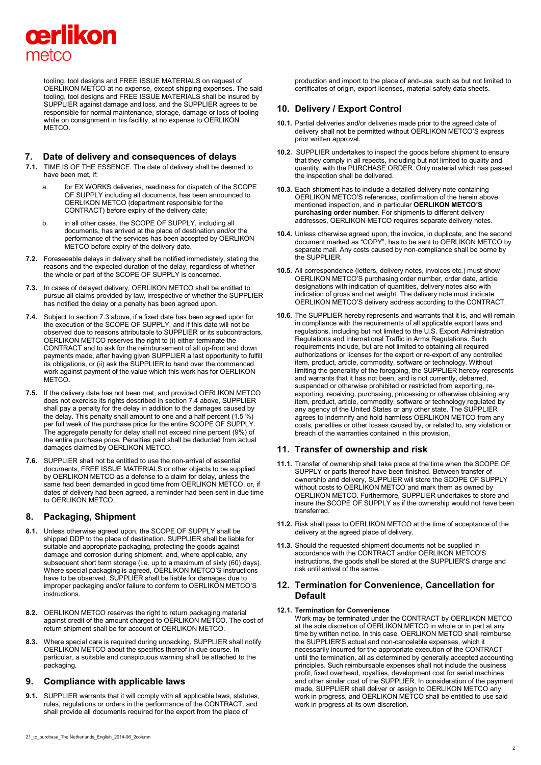tooling, tool designs and FREE ISSUE MATERIALS on request of OERLIKON METCO at no expense, except shipping expenses. The said tooling, tool designs and FREE ISSUE MATERIALS shall be insured by SUPPLIER against damage and loss, and the SUPPLIER agrees to be responsible for normal maintenance, storage, damage or loss of tooling while on consignment in his facility, at no expense to OERLIKON METCO.

## 7. Date of delivery and consequences of delays

**7.1.** TIME IS OF THE ESSENCE. The date of delivery shall be deemed to have been met, if:

a. for EX WORKS deliveries, readiness for dispatch of the SCOPE OF SUPPLY including all documents, has been announced to OERLIKON METCO (department responsible for the CONTRACT) before expiry of the delivery date;

b. in all other cases, the SCOPE OF SUPPLY, including all documents, has arrived at the place of destination and/or the performance of the services has been accepted by OERLIKON METCO before expiry of the delivery date.

**7.2.** Foreseeable delays in delivery shall be notified immediately, stating the reasons and the expected duration of the delay, regardless of whether the whole or part of the SCOPE OF SUPPLY is concerned.

**7.3.** In cases of delayed delivery, OERLIKON METCO shall be entitled to pursue all claims provided by law, irrespective of whether the SUPPLIER has notified the delay or a penalty has been agreed upon.

**7.4.** Subject to section 7.3 above, if a fixed date has been agreed upon for the execution of the SCOPE OF SUPPLY, and if this date will not be observed due to reasons attributable to SUPPLIER or its subcontractors, OERLIKON METCO reserves the right to (i) either terminate the CONTRACT and to ask for the reimbursement of all up-front and down payments made, after having given SUPPLIER a last opportunity to fulfill its obligations, or (ii) ask the SUPPLIER to hand over the commenced work against payment of the value which this work has for OERLIKON METCO.

**7.5.** If the delivery date has not been met, and provided OERLIKON METCO does not exercise its rights described in section 7.4 above, SUPPLIER shall pay a penalty for the delay in addition to the damages caused by the delay. This penalty shall amount to one and a half percent (1.5 %) per full week of the purchase price for the entire SCOPE OF SUPPLY. The aggregate penalty for delay shall not exceed nine percent (9%) of the entire purchase price. Penalties paid shall be deducted from actual damages claimed by OERLIKON METCO.

**7.6.** SUPPLIER shall not be entitled to use the non-arrival of essential documents, FREE ISSUE MATERIALS or other objects to be supplied by OERLIKON METCO as a defense to a claim for delay, unless the same had been demanded in good time from OERLIKON METCO, or, if dates of delivery had been agreed, a reminder had been sent in due time to OERLIKON METCO.

## 8. Packaging, Shipment

**8.1.** Unless otherwise agreed upon, the SCOPE OF SUPPLY shall be shipped DDP to the place of destination. SUPPLIER shall be liable for suitable and appropriate packaging, protecting the goods against damage and corrosion during shipment, and, where applicable, any subsequent short term storage (i.e. up to a maximum of sixty (60) days). Where special packaging is agreed, OERLIKON METCO'S instructions have to be observed. SUPPLIER shall be liable for damages due to improper packaging and/or failure to conform to OERLIKON METCO'S instructions.

**8.2.** OERLIKON METCO reserves the right to return packaging material against credit of the amount charged to OERLIKON METCO. The cost of return shipment shall be for account of OERLIKON METCO.

**8.3.** Where special care is required during unpacking, SUPPLIER shall notify OERLIKON METCO about the specifics thereof in due course. In particular, a suitable and conspicuous warning shall be attached to the packaging.

## 9. Compliance with applicable laws

**9.1.** SUPPLIER warrants that it will comply with all applicable laws, statutes, rules, regulations or orders in the performance of the CONTRACT, and shall provide all documents required for the export from the place of production and import to the place of end-use, such as but not limited to certificates of origin, export licenses, material safety data sheets.

## 10. Delivery / Export Control

**10.1.** Partial deliveries and/or deliveries made prior to the agreed date of delivery shall not be permitted without OERLIKON METCO'S express prior written approval.

**10.2.** SUPPLIER undertakes to inspect the goods before shipment to ensure that they comply in all repects, including but not limited to quality and quantity, with the PURCHASE ORDER. Only material which has passed the inspection shall be delivered.

**10.3.** Each shipment has to include a detailed delivery note containing OERLIKON METCO'S references, confirmation of the herein above mentioned inspection, and in particular **OERLIKON METCO'S purchasing order number**. For shipments to different delivery addresses, OERLIKON METCO requires separate delivery notes.

**10.4.** Unless otherwise agreed upon, the invoice, in duplicate, and the second document marked as "COPY", has to be sent to OERLIKON METCO by separate mail. Any costs caused by non-compliance shall be borne by the SUPPLIER.

**10.5.** All correspondence (letters, delivery notes, invoices etc.) must show OERLIKON METCO'S purchasing order number, order date, article designations with indication of quantities, delivery notes also with indication of gross and net weight. The delivery note must indicate OERLIKON METCO'S delivery address according to the CONTRACT.

**10.6.** The SUPPLIER hereby represents and warrants that it is, and will remain in compliance with the requirements of all applicable export laws and regulations, including but not limited to the U.S. Export Administration Regulations and International Traffic in Arms Regulations. Such requirements include, but are not limited to obtaining all required authorizations or licenses for the export or re-export of any controlled item, product, article, commodity, software or technology. Without limiting the generality of the foregoing, the SUPPLIER hereby represents and warrants that it has not been, and is not currently, debarred, suspended or otherwise prohibited or restricted from exporting, re-exporting, receiving, purchasing, processing or otherwise obtaining any item, product, article, commodity, software or technology regulated by any agency of the United States or any other state. The SUPPLIER agrees to indemnify and hold harmless OERLIKON METCO from any costs, penalties or other losses caused by, or related to, any violation or breach of the warranties contained in this provision.

## 11. Transfer of ownership and risk

**11.1.** Transfer of ownership shall take place at the time when the SCOPE OF SUPPLY or parts thereof have been finished. Between transfer of ownership and delivery, SUPPLIER will store the SCOPE OF SUPPLY without costs to OERLIKON METCO and mark them as owned by OERLIKON METCO. Furthermore, SUPPLIER undertakes to store and insure the SCOPE OF SUPPLY as if the ownership would not have been transferred.

**11.2.** Risk shall pass to OERLIKON METCO at the time of acceptance of the delivery at the agreed place of delivery.

**11.3.** Should the requested shipment documents not be supplied in accordance with the CONTRACT and/or OERLIKON METCO'S instructions, the goods shall be stored at the SUPPLIER'S charge and risk until arrival of the same.

## 12. Termination for Convenience, Cancellation for Default

**12.1. Termination for Convenience**
Work may be terminated under the CONTRACT by OERLIKON METCO at the sole discretion of OERLIKON METCO in whole or in part at any time by written notice. In this case, OERLIKON METCO shall reimburse the SUPPLIER'S actual and non-cancelable expenses, which it necessarily incurred for the appropriate execution of the CONTRACT until the termination, all as determined by generally accepted accounting principles. Such reimbursable expenses shall not include the business profit, fixed overhead, royalties, development cost for serial machines and other similar cost of the SUPPLIER. In consideration of the payment made, SUPPLIER shall deliver or assign to OERLIKON METCO any work in progress, and OERLIKON METCO shall be entitled to use said work in progress at its own discretion.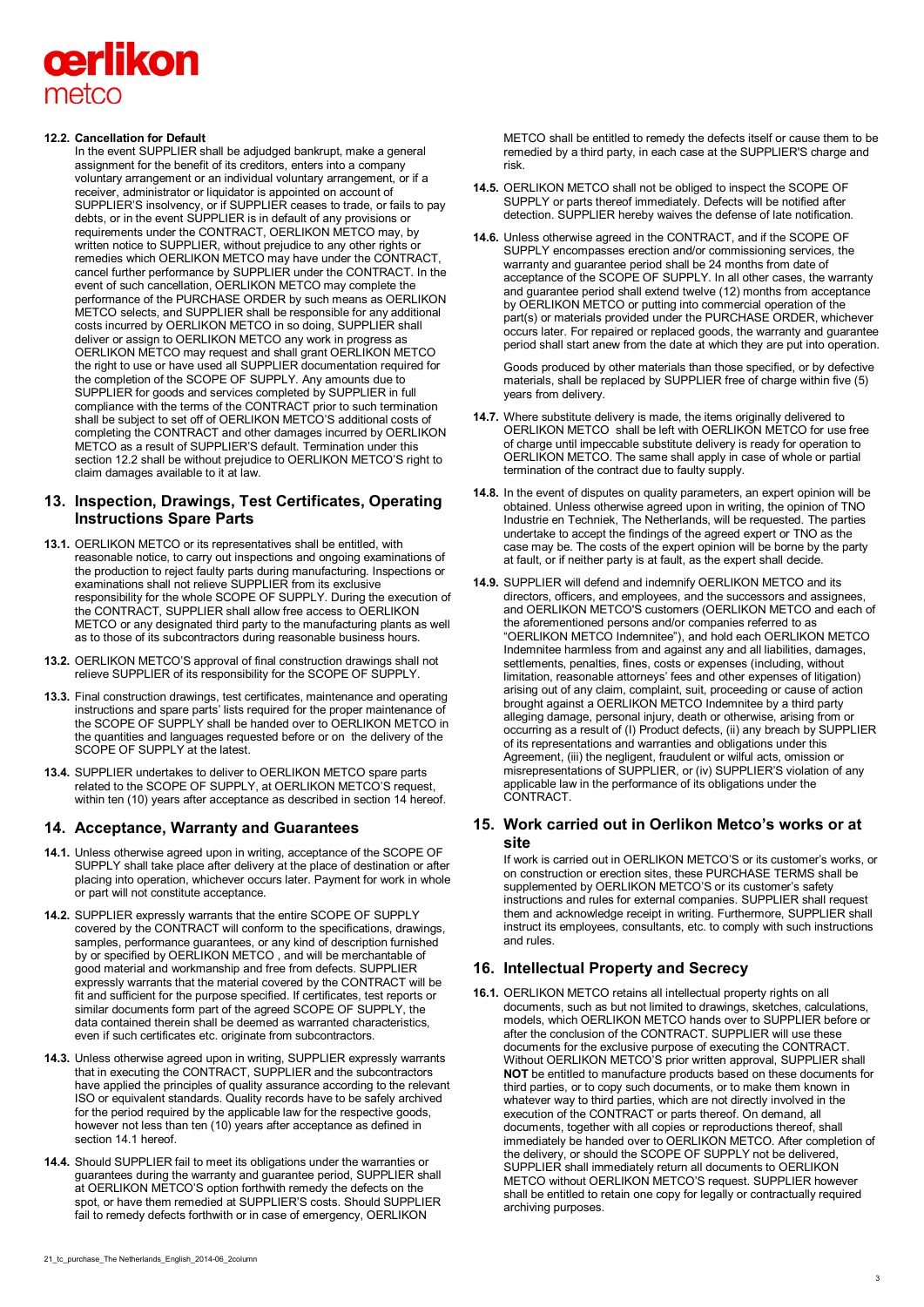**12.2. Cancellation for Default**

In the event SUPPLIER shall be adjudged bankrupt, make a general assignment for the benefit of its creditors, enters into a company voluntary arrangement or an individual voluntary arrangement, or if a receiver, administrator or liquidator is appointed on account of SUPPLIER'S insolvency, or if SUPPLIER ceases to trade, or fails to pay debts, or in the event SUPPLIER is in default of any provisions or requirements under the CONTRACT, OERLIKON METCO may, by written notice to SUPPLIER, without prejudice to any other rights or remedies which OERLIKON METCO may have under the CONTRACT, cancel further performance by SUPPLIER under the CONTRACT. In the event of such cancellation, OERLIKON METCO may complete the performance of the PURCHASE ORDER by such means as OERLIKON METCO selects, and SUPPLIER shall be responsible for any additional costs incurred by OERLIKON METCO in so doing, SUPPLIER shall deliver or assign to OERLIKON METCO any work in progress as OERLIKON METCO may request and shall grant OERLIKON METCO the right to use or have used all SUPPLIER documentation required for the completion of the SCOPE OF SUPPLY. Any amounts due to SUPPLIER for goods and services completed by SUPPLIER in full compliance with the terms of the CONTRACT prior to such termination shall be subject to set off of OERLIKON METCO'S additional costs of completing the CONTRACT and other damages incurred by OERLIKON METCO as a result of SUPPLIER'S default. Termination under this section 12.2 shall be without prejudice to OERLIKON METCO'S right to claim damages available to it at law.

## 13. Inspection, Drawings, Test Certificates, Operating Instructions Spare Parts

**13.1.** OERLIKON METCO or its representatives shall be entitled, with reasonable notice, to carry out inspections and ongoing examinations of the production to reject faulty parts during manufacturing. Inspections or examinations shall not relieve SUPPLIER from its exclusive responsibility for the whole SCOPE OF SUPPLY. During the execution of the CONTRACT, SUPPLIER shall allow free access to OERLIKON METCO or any designated third party to the manufacturing plants as well as to those of its subcontractors during reasonable business hours.

**13.2.** OERLIKON METCO'S approval of final construction drawings shall not relieve SUPPLIER of its responsibility for the SCOPE OF SUPPLY.

**13.3.** Final construction drawings, test certificates, maintenance and operating instructions and spare parts' lists required for the proper maintenance of the SCOPE OF SUPPLY shall be handed over to OERLIKON METCO in the quantities and languages requested before or on the delivery of the SCOPE OF SUPPLY at the latest.

**13.4.** SUPPLIER undertakes to deliver to OERLIKON METCO spare parts related to the SCOPE OF SUPPLY, at OERLIKON METCO'S request, within ten (10) years after acceptance as described in section 14 hereof.

## 14. Acceptance, Warranty and Guarantees

**14.1.** Unless otherwise agreed upon in writing, acceptance of the SCOPE OF SUPPLY shall take place after delivery at the place of destination or after placing into operation, whichever occurs later. Payment for work in whole or part will not constitute acceptance.

**14.2.** SUPPLIER expressly warrants that the entire SCOPE OF SUPPLY covered by the CONTRACT will conform to the specifications, drawings, samples, performance guarantees, or any kind of description furnished by or specified by OERLIKON METCO , and will be merchantable of good material and workmanship and free from defects. SUPPLIER expressly warrants that the material covered by the CONTRACT will be fit and sufficient for the purpose specified. If certificates, test reports or similar documents form part of the agreed SCOPE OF SUPPLY, the data contained therein shall be deemed as warranted characteristics, even if such certificates etc. originate from subcontractors.

**14.3.** Unless otherwise agreed upon in writing, SUPPLIER expressly warrants that in executing the CONTRACT, SUPPLIER and the subcontractors have applied the principles of quality assurance according to the relevant ISO or equivalent standards. Quality records have to be safely archived for the period required by the applicable law for the respective goods, however not less than ten (10) years after acceptance as defined in section 14.1 hereof.

**14.4.** Should SUPPLIER fail to meet its obligations under the warranties or guarantees during the warranty and guarantee period, SUPPLIER shall at OERLIKON METCO'S option forthwith remedy the defects on the spot, or have them remedied at SUPPLIER'S costs. Should SUPPLIER fail to remedy defects forthwith or in case of emergency, OERLIKON METCO shall be entitled to remedy the defects itself or cause them to be remedied by a third party, in each case at the SUPPLIER'S charge and risk.

**14.5.** OERLIKON METCO shall not be obliged to inspect the SCOPE OF SUPPLY or parts thereof immediately. Defects will be notified after detection. SUPPLIER hereby waives the defense of late notification.

**14.6.** Unless otherwise agreed in the CONTRACT, and if the SCOPE OF SUPPLY encompasses erection and/or commissioning services, the warranty and guarantee period shall be 24 months from date of acceptance of the SCOPE OF SUPPLY. In all other cases, the warranty and guarantee period shall extend twelve (12) months from acceptance by OERLIKON METCO or putting into commercial operation of the part(s) or materials provided under the PURCHASE ORDER, whichever occurs later. For repaired or replaced goods, the warranty and guarantee period shall start anew from the date at which they are put into operation.

Goods produced by other materials than those specified, or by defective materials, shall be replaced by SUPPLIER free of charge within five (5) years from delivery.

**14.7.** Where substitute delivery is made, the items originally delivered to OERLIKON METCO shall be left with OERLIKON METCO for use free of charge until impeccable substitute delivery is ready for operation to OERLIKON METCO. The same shall apply in case of whole or partial termination of the contract due to faulty supply.

**14.8.** In the event of disputes on quality parameters, an expert opinion will be obtained. Unless otherwise agreed upon in writing, the opinion of TNO Industrie en Techniek, The Netherlands, will be requested. The parties undertake to accept the findings of the agreed expert or TNO as the case may be. The costs of the expert opinion will be borne by the party at fault, or if neither party is at fault, as the expert shall decide.

**14.9.** SUPPLIER will defend and indemnify OERLIKON METCO and its directors, officers, and employees, and the successors and assignees, and OERLIKON METCO'S customers (OERLIKON METCO and each of the aforementioned persons and/or companies referred to as "OERLIKON METCO Indemnitee"), and hold each OERLIKON METCO Indemnitee harmless from and against any and all liabilities, damages, settlements, penalties, fines, costs or expenses (including, without limitation, reasonable attorneys' fees and other expenses of litigation) arising out of any claim, complaint, suit, proceeding or cause of action brought against a OERLIKON METCO Indemnitee by a third party alleging damage, personal injury, death or otherwise, arising from or occurring as a result of (I) Product defects, (ii) any breach by SUPPLIER of its representations and warranties and obligations under this Agreement, (iii) the negligent, fraudulent or wilful acts, omission or misrepresentations of SUPPLIER, or (iv) SUPPLIER'S violation of any applicable law in the performance of its obligations under the CONTRACT.

## 15. Work carried out in Oerlikon Metco's works or at site

If work is carried out in OERLIKON METCO'S or its customer's works, or on construction or erection sites, these PURCHASE TERMS shall be supplemented by OERLIKON METCO'S or its customer's safety instructions and rules for external companies. SUPPLIER shall request them and acknowledge receipt in writing. Furthermore, SUPPLIER shall instruct its employees, consultants, etc. to comply with such instructions and rules.

## 16. Intellectual Property and Secrecy

**16.1.** OERLIKON METCO retains all intellectual property rights on all documents, such as but not limited to drawings, sketches, calculations, models, which OERLIKON METCO hands over to SUPPLIER before or after the conclusion of the CONTRACT. SUPPLIER will use these documents for the exclusive purpose of executing the CONTRACT. Without OERLIKON METCO'S prior written approval, SUPPLIER shall **NOT** be entitled to manufacture products based on these documents for third parties, or to copy such documents, or to make them known in whatever way to third parties, which are not directly involved in the execution of the CONTRACT or parts thereof. On demand, all documents, together with all copies or reproductions thereof, shall immediately be handed over to OERLIKON METCO. After completion of the delivery, or should the SCOPE OF SUPPLY not be delivered, SUPPLIER shall immediately return all documents to OERLIKON METCO without OERLIKON METCO'S request. SUPPLIER however shall be entitled to retain one copy for legally or contractually required archiving purposes.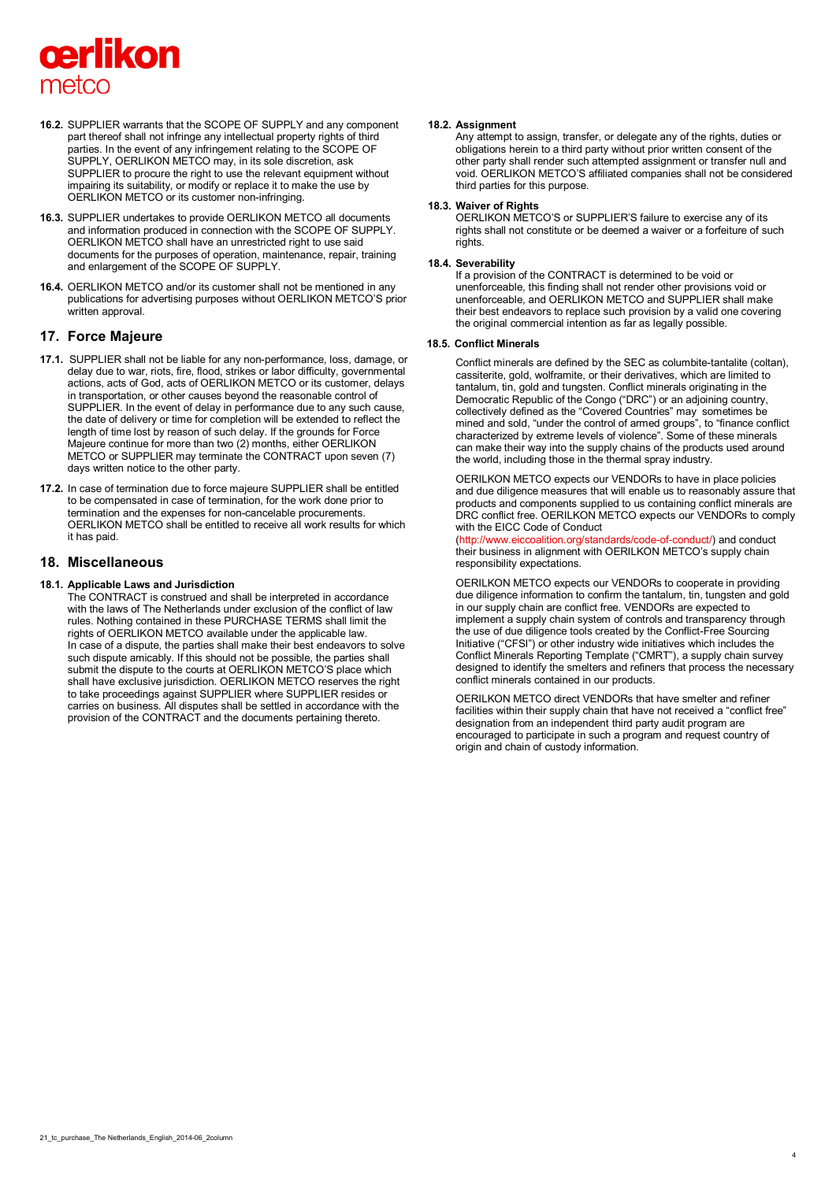**16.2.** SUPPLIER warrants that the SCOPE OF SUPPLY and any component part thereof shall not infringe any intellectual property rights of third parties. In the event of any infringement relating to the SCOPE OF SUPPLY, OERLIKON METCO may, in its sole discretion, ask SUPPLIER to procure the right to use the relevant equipment without impairing its suitability, or modify or replace it to make the use by OERLIKON METCO or its customer non-infringing.

**16.3.** SUPPLIER undertakes to provide OERLIKON METCO all documents and information produced in connection with the SCOPE OF SUPPLY. OERLIKON METCO shall have an unrestricted right to use said documents for the purposes of operation, maintenance, repair, training and enlargement of the SCOPE OF SUPPLY.

**16.4.** OERLIKON METCO and/or its customer shall not be mentioned in any publications for advertising purposes without OERLIKON METCO'S prior written approval.

## 17. Force Majeure

**17.1.** SUPPLIER shall not be liable for any non-performance, loss, damage, or delay due to war, riots, fire, flood, strikes or labor difficulty, governmental actions, acts of God, acts of OERLIKON METCO or its customer, delays in transportation, or other causes beyond the reasonable control of SUPPLIER. In the event of delay in performance due to any such cause, the date of delivery or time for completion will be extended to reflect the length of time lost by reason of such delay. If the grounds for Force Majeure continue for more than two (2) months, either OERLIKON METCO or SUPPLIER may terminate the CONTRACT upon seven (7) days written notice to the other party.

**17.2.** In case of termination due to force majeure SUPPLIER shall be entitled to be compensated in case of termination, for the work done prior to termination and the expenses for non-cancelable procurements. OERLIKON METCO shall be entitled to receive all work results for which it has paid.

## 18. Miscellaneous

**18.1. Applicable Laws and Jurisdiction**
The CONTRACT is construed and shall be interpreted in accordance with the laws of The Netherlands under exclusion of the conflict of law rules. Nothing contained in these PURCHASE TERMS shall limit the rights of OERLIKON METCO available under the applicable law.
In case of a dispute, the parties shall make their best endeavors to solve such dispute amicably. If this should not be possible, the parties shall submit the dispute to the courts at OERLIKON METCO'S place which shall have exclusive jurisdiction. OERLIKON METCO reserves the right to take proceedings against SUPPLIER where SUPPLIER resides or carries on business. All disputes shall be settled in accordance with the provision of the CONTRACT and the documents pertaining thereto.

**18.2. Assignment**
Any attempt to assign, transfer, or delegate any of the rights, duties or obligations herein to a third party without prior written consent of the other party shall render such attempted assignment or transfer null and void. OERLIKON METCO'S affiliated companies shall not be considered third parties for this purpose.

**18.3. Waiver of Rights**
OERLIKON METCO'S or SUPPLIER'S failure to exercise any of its rights shall not constitute or be deemed a waiver or a forfeiture of such rights.

**18.4. Severability**
If a provision of the CONTRACT is determined to be void or unenforceable, this finding shall not render other provisions void or unenforceable, and OERLIKON METCO and SUPPLIER shall make their best endeavors to replace such provision by a valid one covering the original commercial intention as far as legally possible.

**18.5. Conflict Minerals**

Conflict minerals are defined by the SEC as columbite-tantalite (coltan), cassiterite, gold, wolframite, or their derivatives, which are limited to tantalum, tin, gold and tungsten. Conflict minerals originating in the Democratic Republic of the Congo ("DRC") or an adjoining country, collectively defined as the "Covered Countries" may sometimes be mined and sold, "under the control of armed groups", to "finance conflict characterized by extreme levels of violence". Some of these minerals can make their way into the supply chains of the products used around the world, including those in the thermal spray industry.

OERILKON METCO expects our VENDORs to have in place policies and due diligence measures that will enable us to reasonably assure that products and components supplied to us containing conflict minerals are DRC conflict free. OERILKON METCO expects our VENDORs to comply with the EICC Code of Conduct (http://www.eiccoalition.org/standards/code-of-conduct/) and conduct their business in alignment with OERILKON METCO's supply chain responsibility expectations.

OERILKON METCO expects our VENDORs to cooperate in providing due diligence information to confirm the tantalum, tin, tungsten and gold in our supply chain are conflict free. VENDORs are expected to implement a supply chain system of controls and transparency through the use of due diligence tools created by the Conflict-Free Sourcing Initiative ("CFSI") or other industry wide initiatives which includes the Conflict Minerals Reporting Template ("CMRT"), a supply chain survey designed to identify the smelters and refiners that process the necessary conflict minerals contained in our products.

OERILKON METCO direct VENDORs that have smelter and refiner facilities within their supply chain that have not received a "conflict free" designation from an independent third party audit program are encouraged to participate in such a program and request country of origin and chain of custody information.